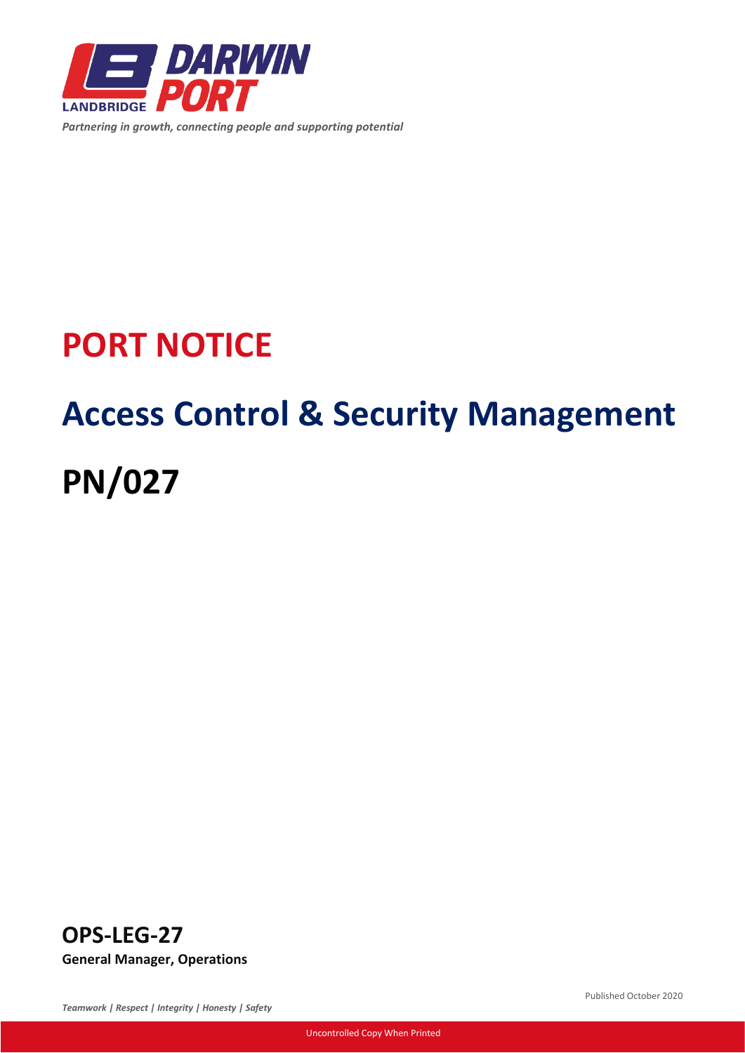DARWIN PORT

LANDBRIDGE

*Partnering in growth, connecting people and supporting potential*

# PORT NOTICE

# Access Control & Security Management

# PN/027

## OPS-LEG-27

**General Manager, Operations**

*Teamwork | Respect | Integrity | Honesty | Safety*

Published October 2020

Uncontrolled Copy When Printed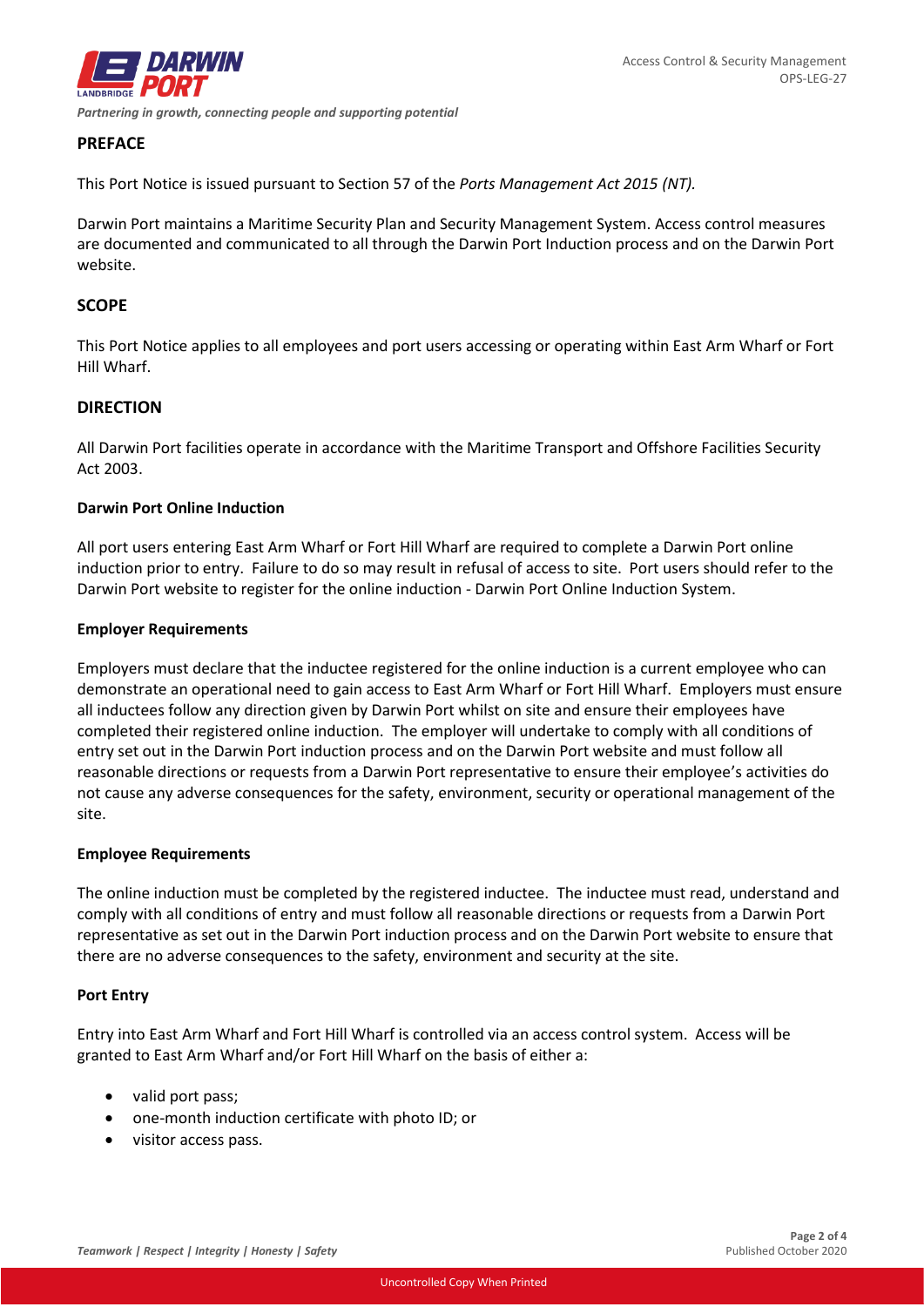## PREFACE

This Port Notice is issued pursuant to Section 57 of the *Ports Management Act 2015 (NT).*

Darwin Port maintains a Maritime Security Plan and Security Management System. Access control measures are documented and communicated to all through the Darwin Port Induction process and on the Darwin Port website.

## SCOPE

This Port Notice applies to all employees and port users accessing or operating within East Arm Wharf or Fort Hill Wharf.

## DIRECTION

All Darwin Port facilities operate in accordance with the Maritime Transport and Offshore Facilities Security Act 2003.

### Darwin Port Online Induction

All port users entering East Arm Wharf or Fort Hill Wharf are required to complete a Darwin Port online induction prior to entry. Failure to do so may result in refusal of access to site. Port users should refer to the Darwin Port website to register for the online induction - Darwin Port Online Induction System.

### Employer Requirements

Employers must declare that the inductee registered for the online induction is a current employee who can demonstrate an operational need to gain access to East Arm Wharf or Fort Hill Wharf. Employers must ensure all inductees follow any direction given by Darwin Port whilst on site and ensure their employees have completed their registered online induction. The employer will undertake to comply with all conditions of entry set out in the Darwin Port induction process and on the Darwin Port website and must follow all reasonable directions or requests from a Darwin Port representative to ensure their employee's activities do not cause any adverse consequences for the safety, environment, security or operational management of the site.

### Employee Requirements

The online induction must be completed by the registered inductee. The inductee must read, understand and comply with all conditions of entry and must follow all reasonable directions or requests from a Darwin Port representative as set out in the Darwin Port induction process and on the Darwin Port website to ensure that there are no adverse consequences to the safety, environment and security at the site.

### Port Entry

Entry into East Arm Wharf and Fort Hill Wharf is controlled via an access control system. Access will be granted to East Arm Wharf and/or Fort Hill Wharf on the basis of either a:

- valid port pass;
- one-month induction certificate with photo ID; or
- visitor access pass.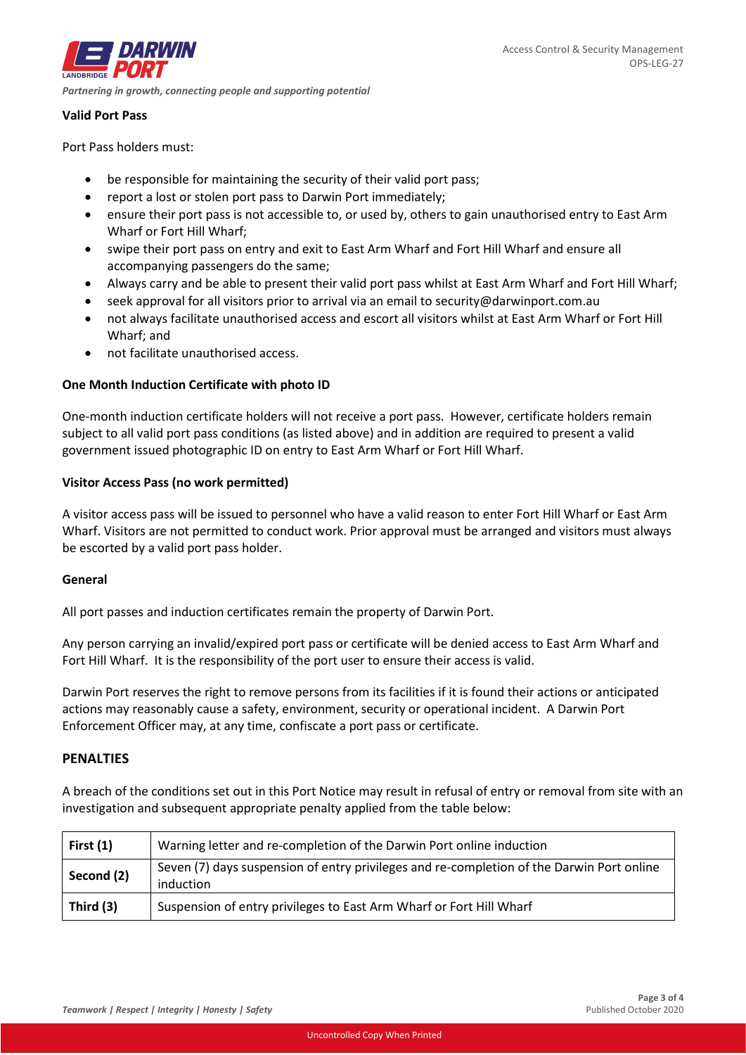**Valid Port Pass**

Port Pass holders must:

- be responsible for maintaining the security of their valid port pass;
- report a lost or stolen port pass to Darwin Port immediately;
- ensure their port pass is not accessible to, or used by, others to gain unauthorised entry to East Arm Wharf or Fort Hill Wharf;
- swipe their port pass on entry and exit to East Arm Wharf and Fort Hill Wharf and ensure all accompanying passengers do the same;
- Always carry and be able to present their valid port pass whilst at East Arm Wharf and Fort Hill Wharf;
- seek approval for all visitors prior to arrival via an email to security@darwinport.com.au
- not always facilitate unauthorised access and escort all visitors whilst at East Arm Wharf or Fort Hill Wharf; and
- not facilitate unauthorised access.

**One Month Induction Certificate with photo ID**

One-month induction certificate holders will not receive a port pass. However, certificate holders remain subject to all valid port pass conditions (as listed above) and in addition are required to present a valid government issued photographic ID on entry to East Arm Wharf or Fort Hill Wharf.

**Visitor Access Pass (no work permitted)**

A visitor access pass will be issued to personnel who have a valid reason to enter Fort Hill Wharf or East Arm Wharf. Visitors are not permitted to conduct work. Prior approval must be arranged and visitors must always be escorted by a valid port pass holder.

**General**

All port passes and induction certificates remain the property of Darwin Port.

Any person carrying an invalid/expired port pass or certificate will be denied access to East Arm Wharf and Fort Hill Wharf. It is the responsibility of the port user to ensure their access is valid.

Darwin Port reserves the right to remove persons from its facilities if it is found their actions or anticipated actions may reasonably cause a safety, environment, security or operational incident. A Darwin Port Enforcement Officer may, at any time, confiscate a port pass or certificate.

## PENALTIES

A breach of the conditions set out in this Port Notice may result in refusal of entry or removal from site with an investigation and subsequent appropriate penalty applied from the table below:

| | |
|---|---|
| **First (1)** | Warning letter and re-completion of the Darwin Port online induction |
| **Second (2)** | Seven (7) days suspension of entry privileges and re-completion of the Darwin Port online induction |
| **Third (3)** | Suspension of entry privileges to East Arm Wharf or Fort Hill Wharf |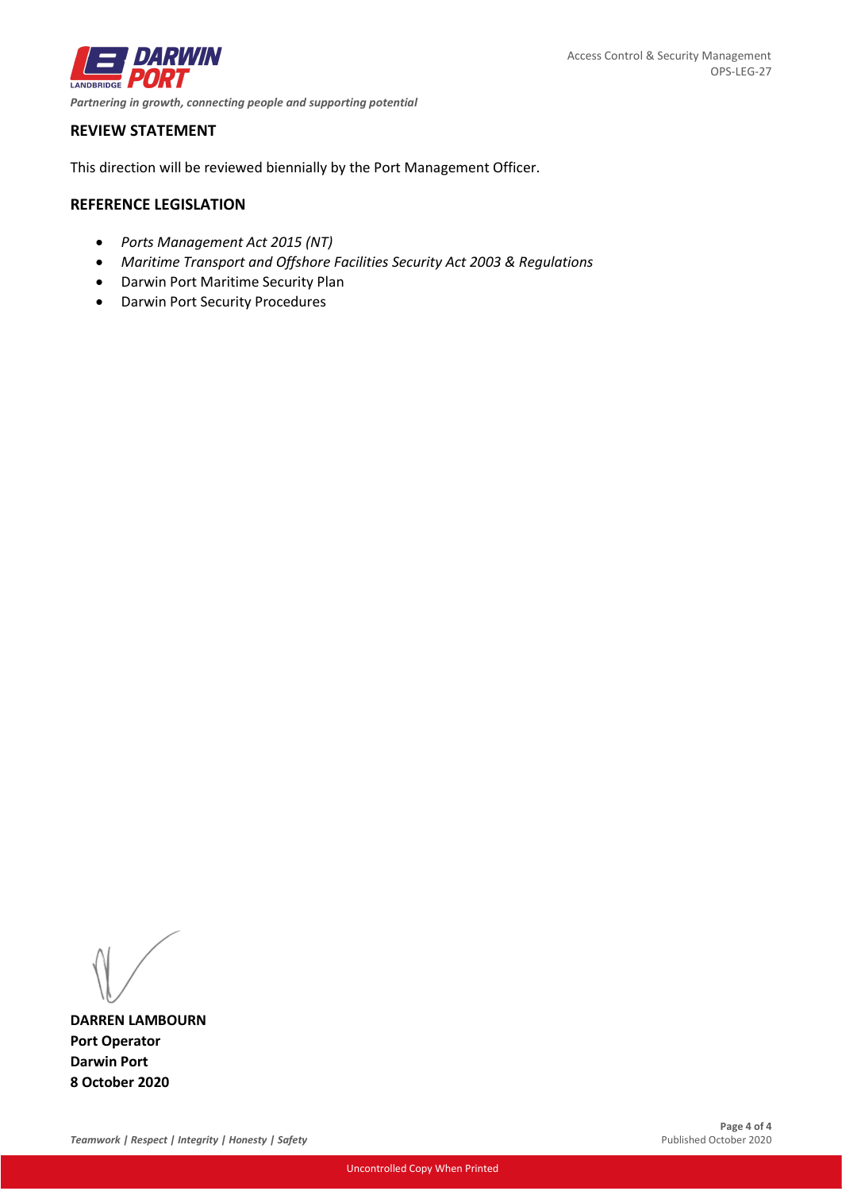## REVIEW STATEMENT

This direction will be reviewed biennially by the Port Management Officer.

## REFERENCE LEGISLATION

- *Ports Management Act 2015 (NT)*
- *Maritime Transport and Offshore Facilities Security Act 2003 & Regulations*
- Darwin Port Maritime Security Plan
- Darwin Port Security Procedures

**DARREN LAMBOURN**
**Port Operator**
**Darwin Port**
**8 October 2020**